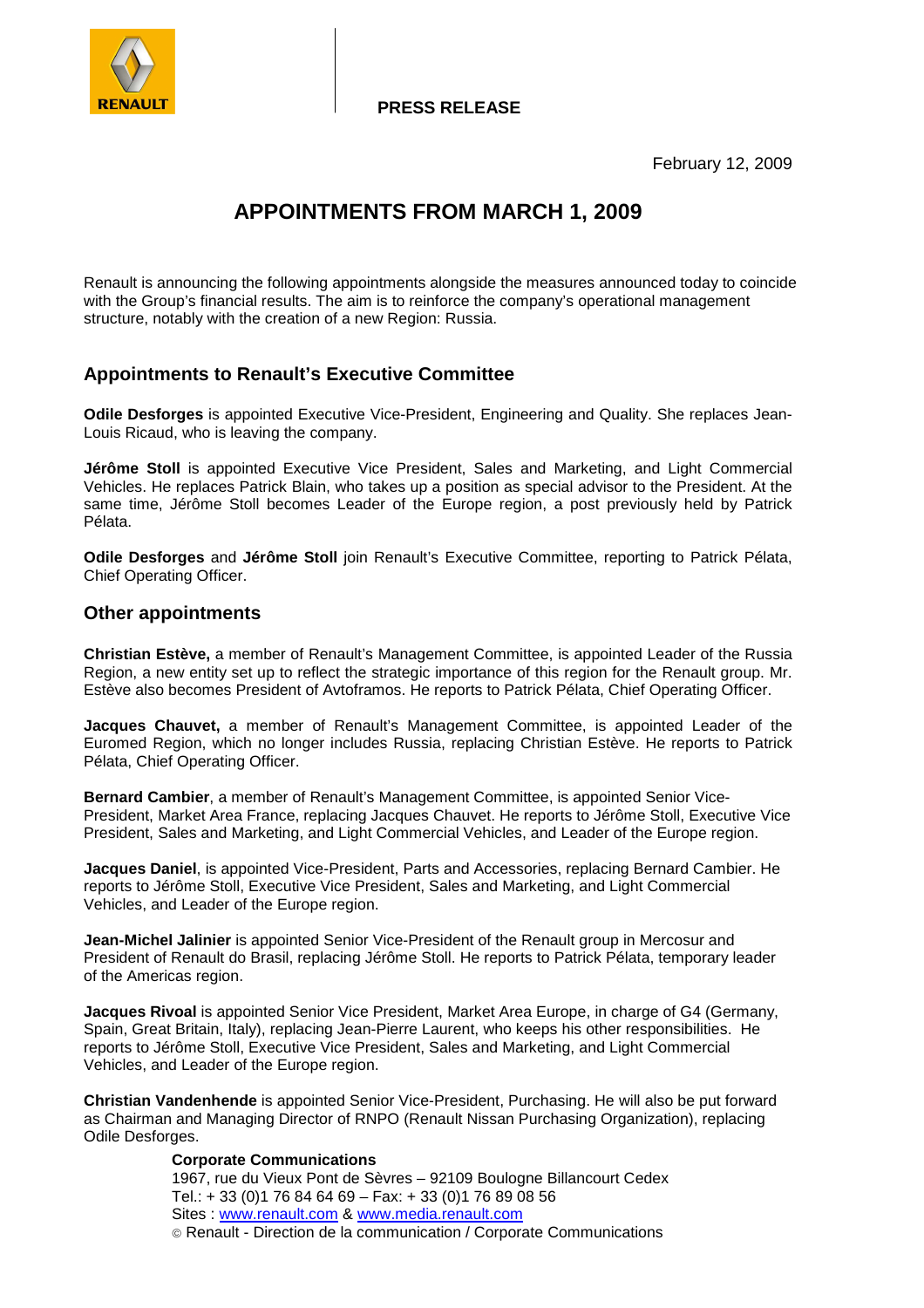RENAULT

**PRESS RELEASE**

February 12, 2009

# APPOINTMENTS FROM MARCH 1, 2009

Renault is announcing the following appointments alongside the measures announced today to coincide with the Group's financial results. The aim is to reinforce the company's operational management structure, notably with the creation of a new Region: Russia.

## Appointments to Renault's Executive Committee

**Odile Desforges** is appointed Executive Vice-President, Engineering and Quality. She replaces Jean-Louis Ricaud, who is leaving the company.

**Jérôme Stoll** is appointed Executive Vice President, Sales and Marketing, and Light Commercial Vehicles. He replaces Patrick Blain, who takes up a position as special advisor to the President. At the same time, Jérôme Stoll becomes Leader of the Europe region, a post previously held by Patrick Pélata.

**Odile Desforges** and **Jérôme Stoll** join Renault's Executive Committee, reporting to Patrick Pélata, Chief Operating Officer.

## Other appointments

**Christian Estève,** a member of Renault's Management Committee, is appointed Leader of the Russia Region, a new entity set up to reflect the strategic importance of this region for the Renault group. Mr. Estève also becomes President of Avtoframos. He reports to Patrick Pélata, Chief Operating Officer.

**Jacques Chauvet,** a member of Renault's Management Committee, is appointed Leader of the Euromed Region, which no longer includes Russia, replacing Christian Estève. He reports to Patrick Pélata, Chief Operating Officer.

**Bernard Cambier**, a member of Renault's Management Committee, is appointed Senior Vice-President, Market Area France, replacing Jacques Chauvet. He reports to Jérôme Stoll, Executive Vice President, Sales and Marketing, and Light Commercial Vehicles, and Leader of the Europe region.

**Jacques Daniel**, is appointed Vice-President, Parts and Accessories, replacing Bernard Cambier. He reports to Jérôme Stoll, Executive Vice President, Sales and Marketing, and Light Commercial Vehicles, and Leader of the Europe region.

**Jean-Michel Jalinier** is appointed Senior Vice-President of the Renault group in Mercosur and President of Renault do Brasil, replacing Jérôme Stoll. He reports to Patrick Pélata, temporary leader of the Americas region.

**Jacques Rivoal** is appointed Senior Vice President, Market Area Europe, in charge of G4 (Germany, Spain, Great Britain, Italy), replacing Jean-Pierre Laurent, who keeps his other responsibilities. He reports to Jérôme Stoll, Executive Vice President, Sales and Marketing, and Light Commercial Vehicles, and Leader of the Europe region.

**Christian Vandenhende** is appointed Senior Vice-President, Purchasing. He will also be put forward as Chairman and Managing Director of RNPO (Renault Nissan Purchasing Organization), replacing Odile Desforges.

**Corporate Communications**
1967, rue du Vieux Pont de Sèvres – 92109 Boulogne Billancourt Cedex
Tel.: + 33 (0)1 76 84 64 69 – Fax: + 33 (0)1 76 89 08 56
Sites : www.renault.com & www.media.renault.com
© Renault - Direction de la communication / Corporate Communications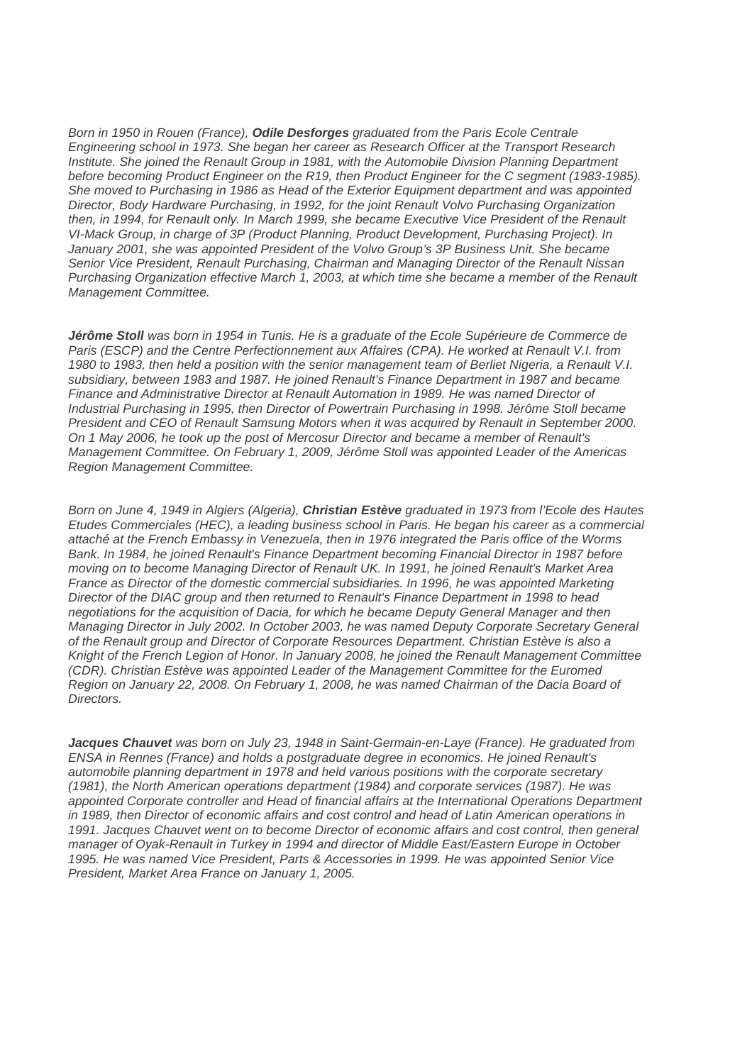*Born in 1950 in Rouen (France), **Odile Desforges** graduated from the Paris Ecole Centrale Engineering school in 1973. She began her career as Research Officer at the Transport Research Institute. She joined the Renault Group in 1981, with the Automobile Division Planning Department before becoming Product Engineer on the R19, then Product Engineer for the C segment (1983-1985). She moved to Purchasing in 1986 as Head of the Exterior Equipment department and was appointed Director, Body Hardware Purchasing, in 1992, for the joint Renault Volvo Purchasing Organization then, in 1994, for Renault only. In March 1999, she became Executive Vice President of the Renault VI-Mack Group, in charge of 3P (Product Planning, Product Development, Purchasing Project). In January 2001, she was appointed President of the Volvo Group's 3P Business Unit. She became Senior Vice President, Renault Purchasing, Chairman and Managing Director of the Renault Nissan Purchasing Organization effective March 1, 2003, at which time she became a member of the Renault Management Committee.*

***Jérôme Stoll** was born in 1954 in Tunis. He is a graduate of the Ecole Supérieure de Commerce de Paris (ESCP) and the Centre Perfectionnement aux Affaires (CPA). He worked at Renault V.I. from 1980 to 1983, then held a position with the senior management team of Berliet Nigeria, a Renault V.I. subsidiary, between 1983 and 1987. He joined Renault's Finance Department in 1987 and became Finance and Administrative Director at Renault Automation in 1989. He was named Director of Industrial Purchasing in 1995, then Director of Powertrain Purchasing in 1998. Jérôme Stoll became President and CEO of Renault Samsung Motors when it was acquired by Renault in September 2000. On 1 May 2006, he took up the post of Mercosur Director and became a member of Renault's Management Committee. On February 1, 2009, Jérôme Stoll was appointed Leader of the Americas Region Management Committee.*

*Born on June 4, 1949 in Algiers (Algeria), **Christian Estève** graduated in 1973 from l'Ecole des Hautes Etudes Commerciales (HEC), a leading business school in Paris. He began his career as a commercial attaché at the French Embassy in Venezuela, then in 1976 integrated the Paris office of the Worms Bank. In 1984, he joined Renault's Finance Department becoming Financial Director in 1987 before moving on to become Managing Director of Renault UK. In 1991, he joined Renault's Market Area France as Director of the domestic commercial subsidiaries. In 1996, he was appointed Marketing Director of the DIAC group and then returned to Renault's Finance Department in 1998 to head negotiations for the acquisition of Dacia, for which he became Deputy General Manager and then Managing Director in July 2002. In October 2003, he was named Deputy Corporate Secretary General of the Renault group and Director of Corporate Resources Department. Christian Estève is also a Knight of the French Legion of Honor. In January 2008, he joined the Renault Management Committee (CDR). Christian Estève was appointed Leader of the Management Committee for the Euromed Region on January 22, 2008. On February 1, 2008, he was named Chairman of the Dacia Board of Directors.*

***Jacques Chauvet** was born on July 23, 1948 in Saint-Germain-en-Laye (France). He graduated from ENSA in Rennes (France) and holds a postgraduate degree in economics. He joined Renault's automobile planning department in 1978 and held various positions with the corporate secretary (1981), the North American operations department (1984) and corporate services (1987). He was appointed Corporate controller and Head of financial affairs at the International Operations Department in 1989, then Director of economic affairs and cost control and head of Latin American operations in 1991. Jacques Chauvet went on to become Director of economic affairs and cost control, then general manager of Oyak-Renault in Turkey in 1994 and director of Middle East/Eastern Europe in October 1995. He was named Vice President, Parts & Accessories in 1999. He was appointed Senior Vice President, Market Area France on January 1, 2005.*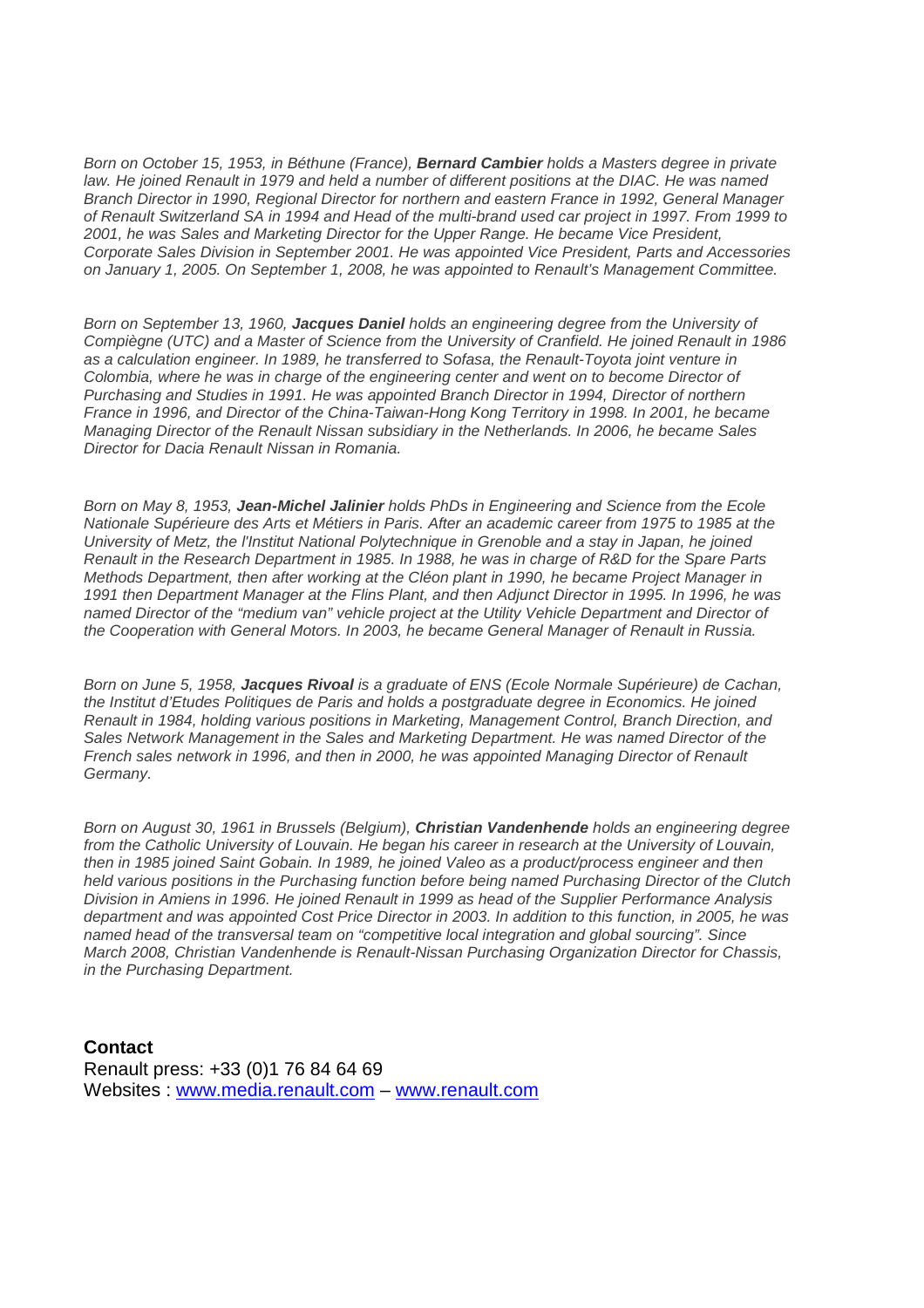*Born on October 15, 1953, in Béthune (France), **Bernard Cambier** holds a Masters degree in private law. He joined Renault in 1979 and held a number of different positions at the DIAC. He was named Branch Director in 1990, Regional Director for northern and eastern France in 1992, General Manager of Renault Switzerland SA in 1994 and Head of the multi-brand used car project in 1997. From 1999 to 2001, he was Sales and Marketing Director for the Upper Range. He became Vice President, Corporate Sales Division in September 2001. He was appointed Vice President, Parts and Accessories on January 1, 2005. On September 1, 2008, he was appointed to Renault's Management Committee.*

*Born on September 13, 1960, **Jacques Daniel** holds an engineering degree from the University of Compiègne (UTC) and a Master of Science from the University of Cranfield. He joined Renault in 1986 as a calculation engineer. In 1989, he transferred to Sofasa, the Renault-Toyota joint venture in Colombia, where he was in charge of the engineering center and went on to become Director of Purchasing and Studies in 1991. He was appointed Branch Director in 1994, Director of northern France in 1996, and Director of the China-Taiwan-Hong Kong Territory in 1998. In 2001, he became Managing Director of the Renault Nissan subsidiary in the Netherlands. In 2006, he became Sales Director for Dacia Renault Nissan in Romania.*

*Born on May 8, 1953, **Jean-Michel Jalinier** holds PhDs in Engineering and Science from the Ecole Nationale Supérieure des Arts et Métiers in Paris. After an academic career from 1975 to 1985 at the University of Metz, the l'Institut National Polytechnique in Grenoble and a stay in Japan, he joined Renault in the Research Department in 1985. In 1988, he was in charge of R&D for the Spare Parts Methods Department, then after working at the Cléon plant in 1990, he became Project Manager in 1991 then Department Manager at the Flins Plant, and then Adjunct Director in 1995. In 1996, he was named Director of the "medium van" vehicle project at the Utility Vehicle Department and Director of the Cooperation with General Motors. In 2003, he became General Manager of Renault in Russia.*

*Born on June 5, 1958, **Jacques Rivoal** is a graduate of ENS (Ecole Normale Supérieure) de Cachan, the Institut d'Etudes Politiques de Paris and holds a postgraduate degree in Economics. He joined Renault in 1984, holding various positions in Marketing, Management Control, Branch Direction, and Sales Network Management in the Sales and Marketing Department. He was named Director of the French sales network in 1996, and then in 2000, he was appointed Managing Director of Renault Germany.*

*Born on August 30, 1961 in Brussels (Belgium), **Christian Vandenhende** holds an engineering degree from the Catholic University of Louvain. He began his career in research at the University of Louvain, then in 1985 joined Saint Gobain. In 1989, he joined Valeo as a product/process engineer and then held various positions in the Purchasing function before being named Purchasing Director of the Clutch Division in Amiens in 1996. He joined Renault in 1999 as head of the Supplier Performance Analysis department and was appointed Cost Price Director in 2003. In addition to this function, in 2005, he was named head of the transversal team on "competitive local integration and global sourcing". Since March 2008, Christian Vandenhende is Renault-Nissan Purchasing Organization Director for Chassis, in the Purchasing Department.*

**Contact**

Renault press: +33 (0)1 76 84 64 69
Websites : www.media.renault.com – www.renault.com